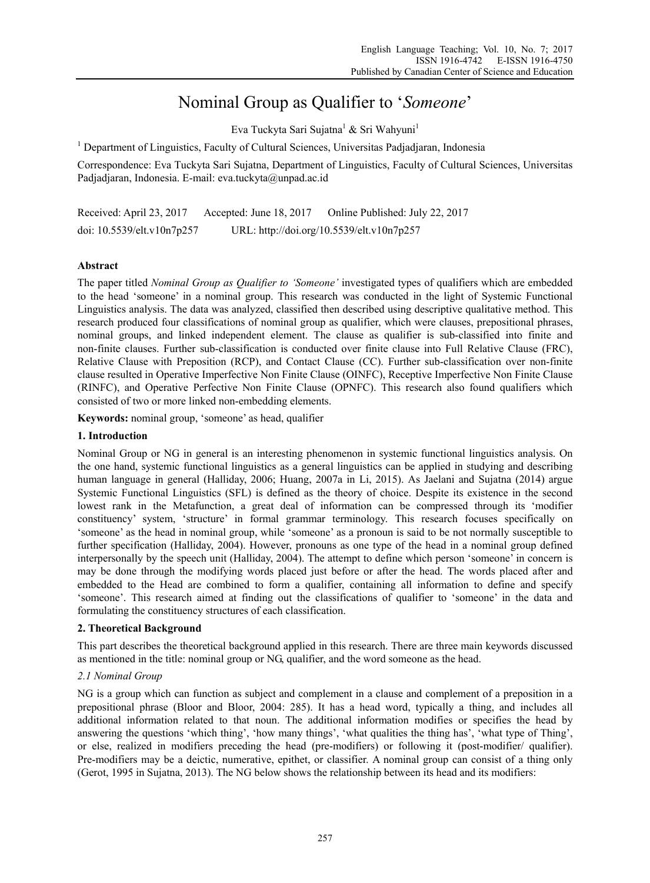# Nominal Group as Qualifier to '*Someone*'

Eva Tuckyta Sari Sujatna[1] & Sri Wahyuni[1]

[1] Department of Linguistics, Faculty of Cultural Sciences, Universitas Padjadjaran, Indonesia

Correspondence: Eva Tuckyta Sari Sujatna, Department of Linguistics, Faculty of Cultural Sciences, Universitas Padjadjaran, Indonesia. E-mail: eva.tuckyta@unpad.ac.id

Received: April 23, 2017  Accepted: June 18, 2017  Online Published: July 22, 2017

doi: 10.5539/elt.v10n7p257  URL: http://doi.org/10.5539/elt.v10n7p257

## Abstract

The paper titled *Nominal Group as Qualifier to 'Someone'* investigated types of qualifiers which are embedded to the head 'someone' in a nominal group. This research was conducted in the light of Systemic Functional Linguistics analysis. The data was analyzed, classified then described using descriptive qualitative method. This research produced four classifications of nominal group as qualifier, which were clauses, prepositional phrases, nominal groups, and linked independent element. The clause as qualifier is sub-classified into finite and non-finite clauses. Further sub-classification is conducted over finite clause into Full Relative Clause (FRC), Relative Clause with Preposition (RCP), and Contact Clause (CC). Further sub-classification over non-finite clause resulted in Operative Imperfective Non Finite Clause (OINFC), Receptive Imperfective Non Finite Clause (RINFC), and Operative Perfective Non Finite Clause (OPNFC). This research also found qualifiers which consisted of two or more linked non-embedding elements.

**Keywords:** nominal group, 'someone' as head, qualifier

## 1. Introduction

Nominal Group or NG in general is an interesting phenomenon in systemic functional linguistics analysis. On the one hand, systemic functional linguistics as a general linguistics can be applied in studying and describing human language in general (Halliday, 2006; Huang, 2007a in Li, 2015). As Jaelani and Sujatna (2014) argue Systemic Functional Linguistics (SFL) is defined as the theory of choice. Despite its existence in the second lowest rank in the Metafunction, a great deal of information can be compressed through its 'modifier constituency' system, 'structure' in formal grammar terminology. This research focuses specifically on 'someone' as the head in nominal group, while 'someone' as a pronoun is said to be not normally susceptible to further specification (Halliday, 2004). However, pronouns as one type of the head in a nominal group defined interpersonally by the speech unit (Halliday, 2004). The attempt to define which person 'someone' in concern is may be done through the modifying words placed just before or after the head. The words placed after and embedded to the Head are combined to form a qualifier, containing all information to define and specify 'someone'. This research aimed at finding out the classifications of qualifier to 'someone' in the data and formulating the constituency structures of each classification.

## 2. Theoretical Background

This part describes the theoretical background applied in this research. There are three main keywords discussed as mentioned in the title: nominal group or NG, qualifier, and the word someone as the head.

### *2.1 Nominal Group*

NG is a group which can function as subject and complement in a clause and complement of a preposition in a prepositional phrase (Bloor and Bloor, 2004: 285). It has a head word, typically a thing, and includes all additional information related to that noun. The additional information modifies or specifies the head by answering the questions 'which thing', 'how many things', 'what qualities the thing has', 'what type of Thing', or else, realized in modifiers preceding the head (pre-modifiers) or following it (post-modifier/ qualifier). Pre-modifiers may be a deictic, numerative, epithet, or classifier. A nominal group can consist of a thing only (Gerot, 1995 in Sujatna, 2013). The NG below shows the relationship between its head and its modifiers: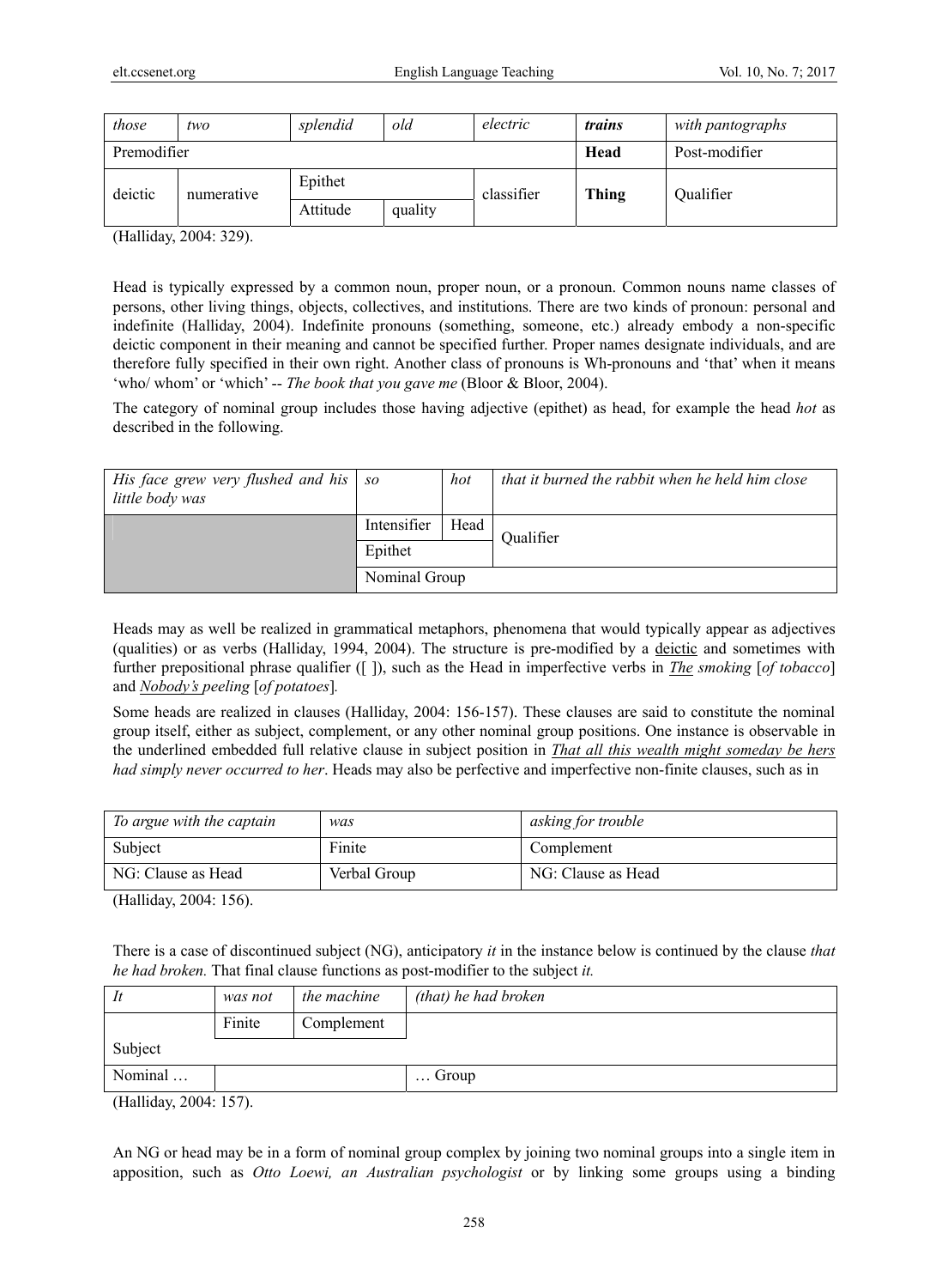| *those* | *two* | *splendid* | *old* | *electric* | ***trains*** | *with pantographs* |
|---|---|---|---|---|---|---|
| Premodifier | | | | | **Head** | Post-modifier |
| deictic | numerative | Epithet | | classifier | **Thing** | Qualifier |
| | | Attitude | quality | | | |

(Halliday, 2004: 329).

Head is typically expressed by a common noun, proper noun, or a pronoun. Common nouns name classes of persons, other living things, objects, collectives, and institutions. There are two kinds of pronoun: personal and indefinite (Halliday, 2004). Indefinite pronouns (something, someone, etc.) already embody a non-specific deictic component in their meaning and cannot be specified further. Proper names designate individuals, and are therefore fully specified in their own right. Another class of pronouns is Wh-pronouns and 'that' when it means 'who/ whom' or 'which' -- *The book that you gave me* (Bloor & Bloor, 2004).

The category of nominal group includes those having adjective (epithet) as head, for example the head *hot* as described in the following.

| *His face grew very flushed and his little body was* | *so* | *hot* | *that it burned the rabbit when he held him close* |
|---|---|---|---|
| | Intensifier | Head | Qualifier |
| | Epithet | | |
| | Nominal Group | | |

Heads may as well be realized in grammatical metaphors, phenomena that would typically appear as adjectives (qualities) or as verbs (Halliday, 1994, 2004). The structure is pre-modified by a deictic and sometimes with further prepositional phrase qualifier ([ ]), such as the Head in imperfective verbs in *The smoking* [*of tobacco*] and *Nobody's peeling* [*of potatoes*].

Some heads are realized in clauses (Halliday, 2004: 156-157). These clauses are said to constitute the nominal group itself, either as subject, complement, or any other nominal group positions. One instance is observable in the underlined embedded full relative clause in subject position in *That all this wealth might someday be hers had simply never occurred to her*. Heads may also be perfective and imperfective non-finite clauses, such as in

| *To argue with the captain* | *was* | *asking for trouble* |
|---|---|---|
| Subject | Finite | Complement |
| NG: Clause as Head | Verbal Group | NG: Clause as Head |

(Halliday, 2004: 156).

There is a case of discontinued subject (NG), anticipatory *it* in the instance below is continued by the clause *that he had broken.* That final clause functions as post-modifier to the subject *it.*

| *It* | *was not* | *the machine* | *(that) he had broken* |
|---|---|---|---|
| | Finite | Complement | |
| Subject | | | |
| Nominal … | | | … Group |

(Halliday, 2004: 157).

An NG or head may be in a form of nominal group complex by joining two nominal groups into a single item in apposition, such as *Otto Loewi, an Australian psychologist* or by linking some groups using a binding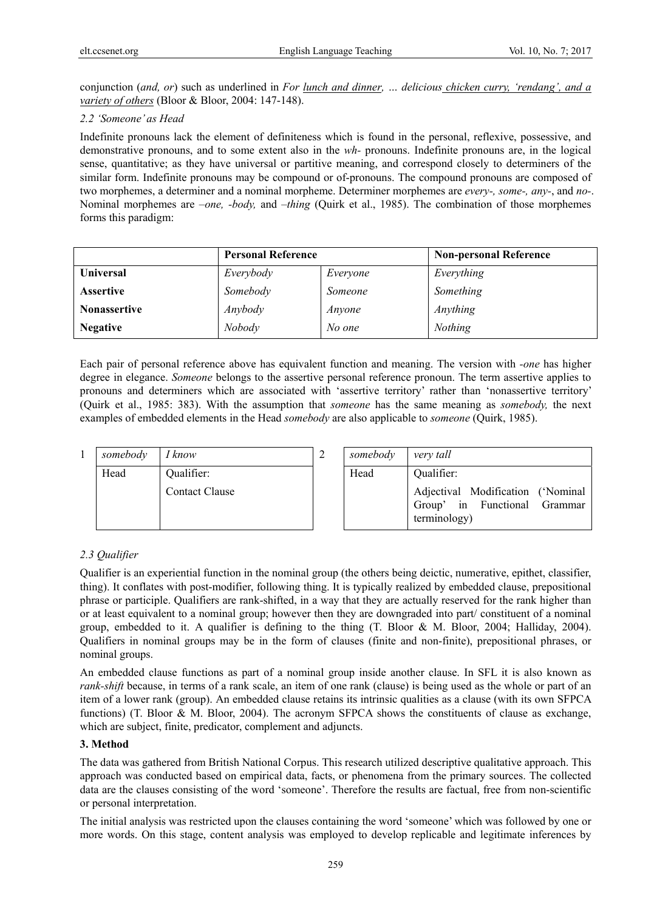conjunction (*and, or*) such as underlined in *For lunch and dinner, … delicious chicken curry, 'rendang', and a variety of others* (Bloor & Bloor, 2004: 147-148).

*2.2 'Someone' as Head*

Indefinite pronouns lack the element of definiteness which is found in the personal, reflexive, possessive, and demonstrative pronouns, and to some extent also in the *wh-* pronouns. Indefinite pronouns are, in the logical sense, quantitative; as they have universal or partitive meaning, and correspond closely to determiners of the similar form. Indefinite pronouns may be compound or of-pronouns. The compound pronouns are composed of two morphemes, a determiner and a nominal morpheme. Determiner morphemes are *every-, some-, any-*, and *no-*. Nominal morphemes are *–one, -body,* and *–thing* (Quirk et al., 1985). The combination of those morphemes forms this paradigm:

| | **Personal Reference** | | **Non-personal Reference** |
|---|---|---|---|
| **Universal** | *Everybody* | *Everyone* | *Everything* |
| **Assertive** | *Somebody* | *Someone* | *Something* |
| **Nonassertive** | *Anybody* | *Anyone* | *Anything* |
| **Negative** | *Nobody* | *No one* | *Nothing* |

Each pair of personal reference above has equivalent function and meaning. The version with *-one* has higher degree in elegance. *Someone* belongs to the assertive personal reference pronoun. The term assertive applies to pronouns and determiners which are associated with 'assertive territory' rather than 'nonassertive territory' (Quirk et al., 1985: 383). With the assumption that *someone* has the same meaning as *somebody,* the next examples of embedded elements in the Head *somebody* are also applicable to *someone* (Quirk, 1985).

1

| *somebody* | *I know* |
|---|---|
| Head | Qualifier: Contact Clause |

2

| *somebody* | *very tall* |
|---|---|
| Head | Qualifier: Adjectival Modification ('Nominal Group' in Functional Grammar terminology) |

*2.3 Qualifier*

Qualifier is an experiential function in the nominal group (the others being deictic, numerative, epithet, classifier, thing). It conflates with post-modifier, following thing. It is typically realized by embedded clause, prepositional phrase or participle. Qualifiers are rank-shifted, in a way that they are actually reserved for the rank higher than or at least equivalent to a nominal group; however then they are downgraded into part/ constituent of a nominal group, embedded to it. A qualifier is defining to the thing (T. Bloor & M. Bloor, 2004; Halliday, 2004). Qualifiers in nominal groups may be in the form of clauses (finite and non-finite), prepositional phrases, or nominal groups.

An embedded clause functions as part of a nominal group inside another clause. In SFL it is also known as *rank-shift* because, in terms of a rank scale, an item of one rank (clause) is being used as the whole or part of an item of a lower rank (group). An embedded clause retains its intrinsic qualities as a clause (with its own SFPCA functions) (T. Bloor & M. Bloor, 2004). The acronym SFPCA shows the constituents of clause as exchange, which are subject, finite, predicator, complement and adjuncts.

## 3. Method

The data was gathered from British National Corpus. This research utilized descriptive qualitative approach. This approach was conducted based on empirical data, facts, or phenomena from the primary sources. The collected data are the clauses consisting of the word 'someone'. Therefore the results are factual, free from non-scientific or personal interpretation.

The initial analysis was restricted upon the clauses containing the word 'someone' which was followed by one or more words. On this stage, content analysis was employed to develop replicable and legitimate inferences by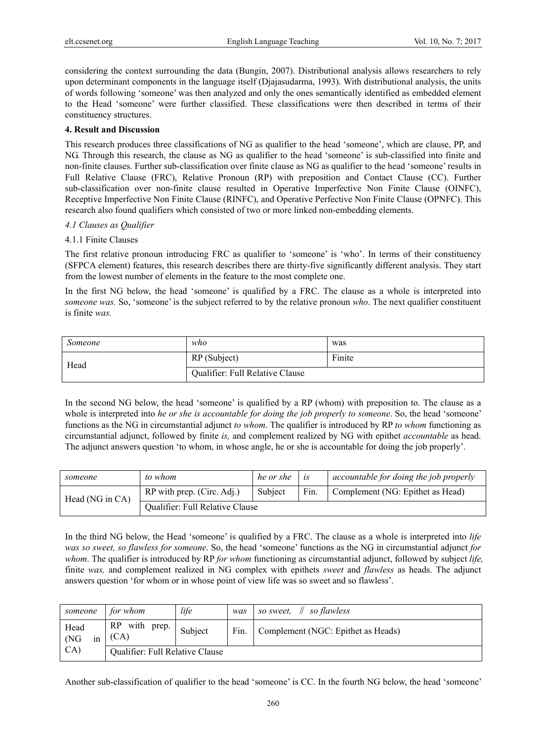considering the context surrounding the data (Bungin, 2007). Distributional analysis allows researchers to rely upon determinant components in the language itself (Djajasudarma, 1993). With distributional analysis, the units of words following 'someone' was then analyzed and only the ones semantically identified as embedded element to the Head 'someone' were further classified. These classifications were then described in terms of their constituency structures.

## 4. Result and Discussion

This research produces three classifications of NG as qualifier to the head 'someone', which are clause, PP, and NG. Through this research, the clause as NG as qualifier to the head 'someone' is sub-classified into finite and non-finite clauses. Further sub-classification over finite clause as NG as qualifier to the head 'someone' results in Full Relative Clause (FRC), Relative Pronoun (RP) with preposition and Contact Clause (CC). Further sub-classification over non-finite clause resulted in Operative Imperfective Non Finite Clause (OINFC), Receptive Imperfective Non Finite Clause (RINFC), and Operative Perfective Non Finite Clause (OPNFC). This research also found qualifiers which consisted of two or more linked non-embedding elements.

### *4.1 Clauses as Qualifier*

#### 4.1.1 Finite Clauses

The first relative pronoun introducing FRC as qualifier to 'someone' is 'who'. In terms of their constituency (SFPCA element) features, this research describes there are thirty-five significantly different analysis. They start from the lowest number of elements in the feature to the most complete one.

In the first NG below, the head 'someone' is qualified by a FRC. The clause as a whole is interpreted into *someone was.* So, 'someone' is the subject referred to by the relative pronoun *who*. The next qualifier constituent is finite *was.*

| | | |
|---|---|---|
| *Someone* | *who* | was |
| Head | RP (Subject) | Finite |
| | Qualifier: Full Relative Clause | |

In the second NG below, the head 'someone' is qualified by a RP (whom) with preposition to. The clause as a whole is interpreted into *he or she is accountable for doing the job properly to someone*. So, the head 'someone' functions as the NG in circumstantial adjunct *to whom*. The qualifier is introduced by RP *to whom* functioning as circumstantial adjunct, followed by finite *is,* and complement realized by NG with epithet *accountable* as head. The adjunct answers question 'to whom, in whose angle, he or she is accountable for doing the job properly'.

| | | | | |
|---|---|---|---|---|
| *someone* | *to whom* | *he or she* | *is* | *accountable for doing the job properly* |
| Head (NG in CA) | RP with prep. (Circ. Adj.) | Subject | Fin. | Complement (NG: Epithet as Head) |
| | Qualifier: Full Relative Clause | | | |

In the third NG below, the Head 'someone' is qualified by a FRC. The clause as a whole is interpreted into *life was so sweet, so flawless for someone*. So, the head 'someone' functions as the NG in circumstantial adjunct *for whom*. The qualifier is introduced by RP *for whom* functioning as circumstantial adjunct, followed by subject *life,* finite *was,* and complement realized in NG complex with epithets *sweet* and *flawless* as heads. The adjunct answers question 'for whom or in whose point of view life was so sweet and so flawless'.

| | | | | |
|---|---|---|---|---|
| *someone* | *for whom* | *life* | *was* | *so sweet, ‖ so flawless* |
| Head (NG in CA) | RP with prep. (CA) | Subject | Fin. | Complement (NGC: Epithet as Heads) |
| | Qualifier: Full Relative Clause | | | |

Another sub-classification of qualifier to the head 'someone' is CC. In the fourth NG below, the head 'someone'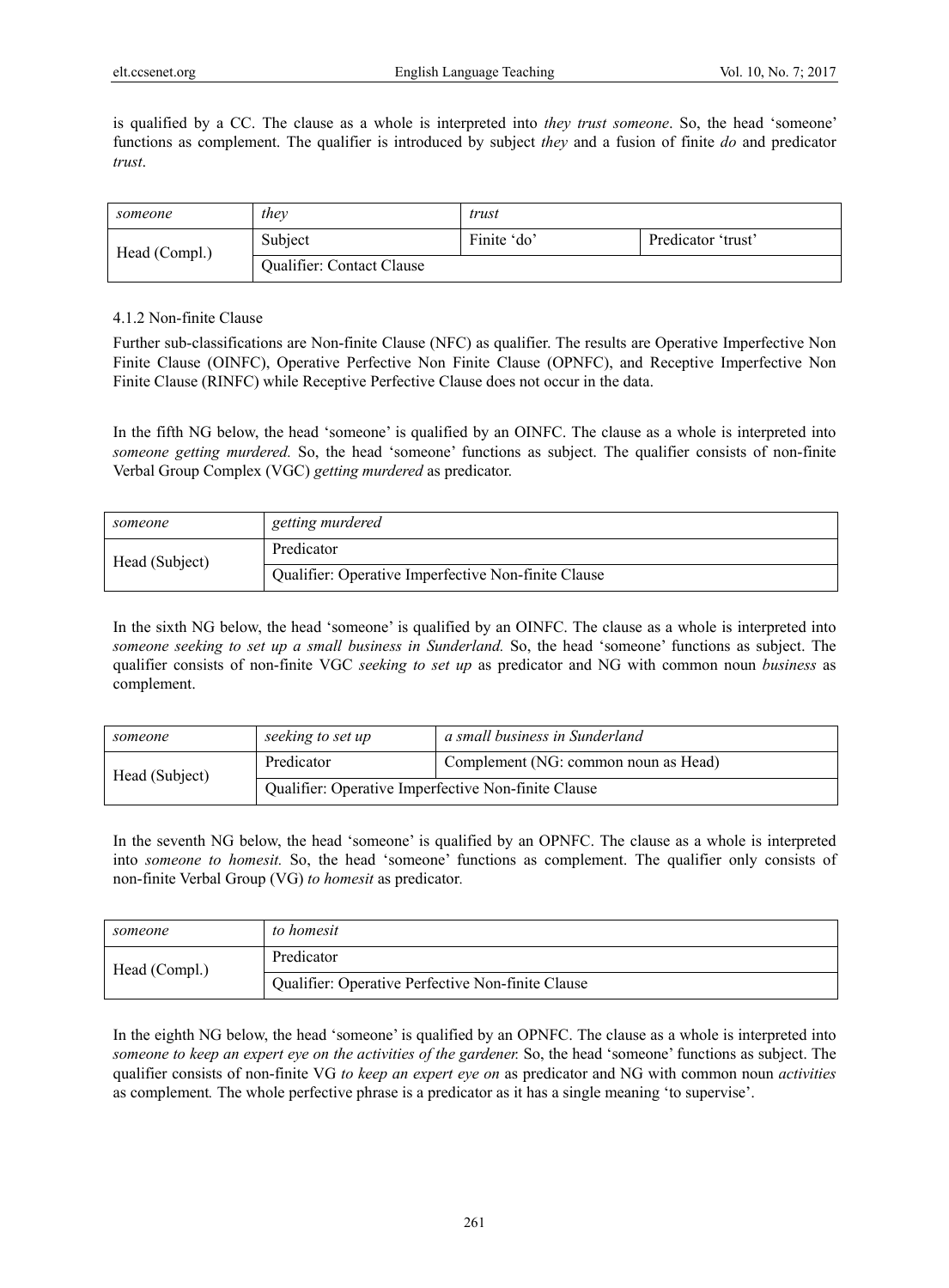is qualified by a CC. The clause as a whole is interpreted into *they trust someone*. So, the head 'someone' functions as complement. The qualifier is introduced by subject *they* and a fusion of finite *do* and predicator *trust*.

| *someone* | *they* | *trust* | |
|---|---|---|---|
| Head (Compl.) | Subject | Finite 'do' | Predicator 'trust' |
| | Qualifier: Contact Clause | | |

4.1.2 Non-finite Clause

Further sub-classifications are Non-finite Clause (NFC) as qualifier. The results are Operative Imperfective Non Finite Clause (OINFC), Operative Perfective Non Finite Clause (OPNFC), and Receptive Imperfective Non Finite Clause (RINFC) while Receptive Perfective Clause does not occur in the data.

In the fifth NG below, the head 'someone' is qualified by an OINFC. The clause as a whole is interpreted into *someone getting murdered.* So, the head 'someone' functions as subject. The qualifier consists of non-finite Verbal Group Complex (VGC) *getting murdered* as predicator.

| *someone* | *getting murdered* |
|---|---|
| Head (Subject) | Predicator |
| | Qualifier: Operative Imperfective Non-finite Clause |

In the sixth NG below, the head 'someone' is qualified by an OINFC. The clause as a whole is interpreted into *someone seeking to set up a small business in Sunderland.* So, the head 'someone' functions as subject. The qualifier consists of non-finite VGC *seeking to set up* as predicator and NG with common noun *business* as complement.

| *someone* | *seeking to set up* | *a small business in Sunderland* |
|---|---|---|
| Head (Subject) | Predicator | Complement (NG: common noun as Head) |
| | Qualifier: Operative Imperfective Non-finite Clause | |

In the seventh NG below, the head 'someone' is qualified by an OPNFC. The clause as a whole is interpreted into *someone to homesit.* So, the head 'someone' functions as complement. The qualifier only consists of non-finite Verbal Group (VG) *to homesit* as predicator.

| *someone* | *to homesit* |
|---|---|
| Head (Compl.) | Predicator |
| | Qualifier: Operative Perfective Non-finite Clause |

In the eighth NG below, the head 'someone' is qualified by an OPNFC. The clause as a whole is interpreted into *someone to keep an expert eye on the activities of the gardener.* So, the head 'someone' functions as subject. The qualifier consists of non-finite VG *to keep an expert eye on* as predicator and NG with common noun *activities* as complement. The whole perfective phrase is a predicator as it has a single meaning 'to supervise'.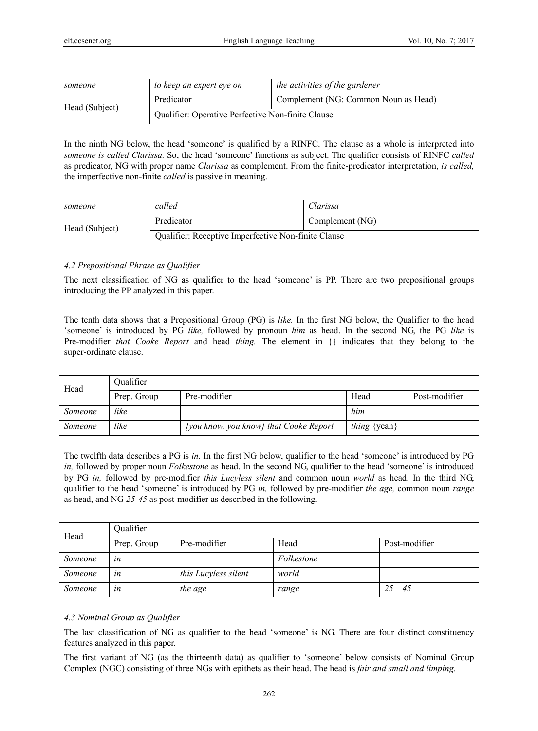| someone | to keep an expert eye on | the activities of the gardener |
|---|---|---|
| Head (Subject) | Predicator | Complement (NG: Common Noun as Head) |
| | Qualifier: Operative Perfective Non-finite Clause | |

In the ninth NG below, the head 'someone' is qualified by a RINFC. The clause as a whole is interpreted into *someone is called Clarissa*. So, the head 'someone' functions as subject. The qualifier consists of RINFC *called* as predicator, NG with proper name *Clarissa* as complement. From the finite-predicator interpretation, *is called,* the imperfective non-finite *called* is passive in meaning.

| someone | called | Clarissa |
|---|---|---|
| Head (Subject) | Predicator | Complement (NG) |
| | Qualifier: Receptive Imperfective Non-finite Clause | |

### 4.2 Prepositional Phrase as Qualifier

The next classification of NG as qualifier to the head 'someone' is PP. There are two prepositional groups introducing the PP analyzed in this paper.

The tenth data shows that a Prepositional Group (PG) is *like.* In the first NG below, the Qualifier to the head 'someone' is introduced by PG *like,* followed by pronoun *him* as head. In the second NG, the PG *like* is Pre-modifier *that Cooke Report* and head *thing.* The element in {} indicates that they belong to the super-ordinate clause.

| Head | Qualifier | | | |
|---|---|---|---|---|
| | Prep. Group | Pre-modifier | Head | Post-modifier |
| *Someone* | *like* | | *him* | |
| *Someone* | *like* | *{you know, you know} that Cooke Report* | *thing* {yeah} | |

The twelfth data describes a PG is *in.* In the first NG below, qualifier to the head 'someone' is introduced by PG *in,* followed by proper noun *Folkestone* as head. In the second NG, qualifier to the head 'someone' is introduced by PG *in,* followed by pre-modifier *this Lucyless silent* and common noun *world* as head. In the third NG, qualifier to the head 'someone' is introduced by PG *in,* followed by pre-modifier *the age,* common noun *range* as head, and NG *25-45* as post-modifier as described in the following.

| Head | Qualifier | | | |
|---|---|---|---|---|
| | Prep. Group | Pre-modifier | Head | Post-modifier |
| *Someone* | *in* | | *Folkestone* | |
| *Someone* | *in* | *this Lucyless silent* | *world* | |
| *Someone* | *in* | *the age* | *range* | *25 – 45* |

### 4.3 Nominal Group as Qualifier

The last classification of NG as qualifier to the head 'someone' is NG. There are four distinct constituency features analyzed in this paper.

The first variant of NG (as the thirteenth data) as qualifier to 'someone' below consists of Nominal Group Complex (NGC) consisting of three NGs with epithets as their head. The head is *fair and small and limping.*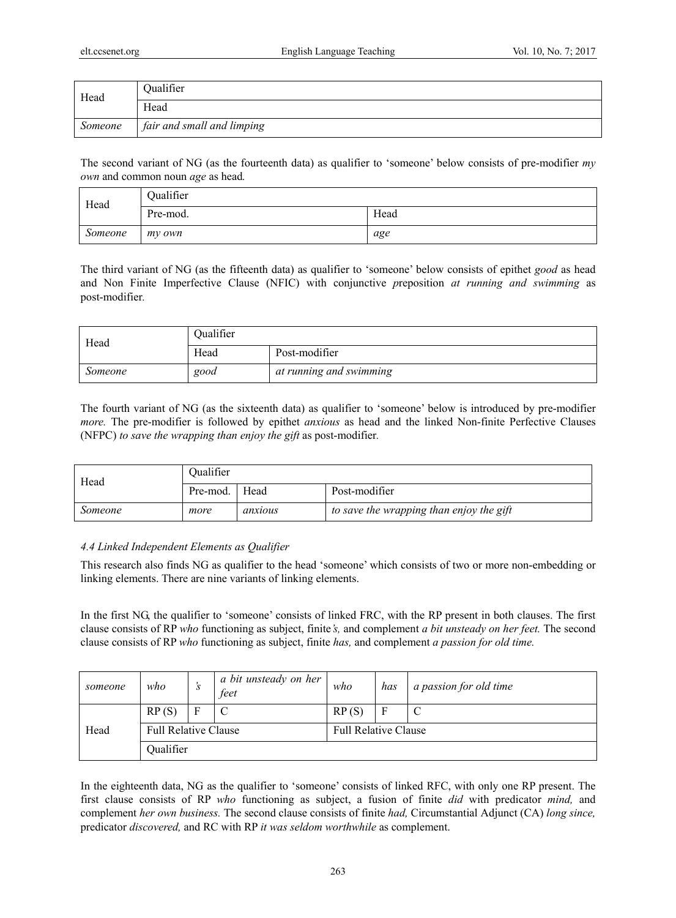| Head | Qualifier |
|---|---|
| | Head |
| *Someone* | *fair and small and limping* |

The second variant of NG (as the fourteenth data) as qualifier to 'someone' below consists of pre-modifier *my own* and common noun *age* as head.

| Head | Qualifier | |
|---|---|---|
| | Pre-mod. | Head |
| *Someone* | *my own* | *age* |

The third variant of NG (as the fifteenth data) as qualifier to 'someone' below consists of epithet *good* as head and Non Finite Imperfective Clause (NFIC) with conjunctive *p*reposition *at running and swimming* as post-modifier.

| Head | Qualifier | |
|---|---|---|
| | Head | Post-modifier |
| *Someone* | *good* | *at running and swimming* |

The fourth variant of NG (as the sixteenth data) as qualifier to 'someone' below is introduced by pre-modifier *more.* The pre-modifier is followed by epithet *anxious* as head and the linked Non-finite Perfective Clauses (NFPC) *to save the wrapping than enjoy the gift* as post-modifier.

| Head | Qualifier | | |
|---|---|---|---|
| | Pre-mod. | Head | Post-modifier |
| *Someone* | *more* | *anxious* | *to save the wrapping than enjoy the gift* |

*4.4 Linked Independent Elements as Qualifier*

This research also finds NG as qualifier to the head 'someone' which consists of two or more non-embedding or linking elements. There are nine variants of linking elements.

In the first NG, the qualifier to 'someone' consists of linked FRC, with the RP present in both clauses. The first clause consists of RP *who* functioning as subject, finite*'s,* and complement *a bit unsteady on her feet.* The second clause consists of RP *who* functioning as subject, finite *has,* and complement *a passion for old time.*

| *someone* | *who* | *'s* | *a bit unsteady on her feet* | *who* | *has* | *a passion for old time* |
|---|---|---|---|---|---|---|
| Head | RP (S) | F | C | RP (S) | F | C |
| | Full Relative Clause | | | Full Relative Clause | | |
| | Qualifier | | | | | |

In the eighteenth data, NG as the qualifier to 'someone' consists of linked RFC, with only one RP present. The first clause consists of RP *who* functioning as subject, a fusion of finite *did* with predicator *mind,* and complement *her own business.* The second clause consists of finite *had,* Circumstantial Adjunct (CA) *long since,* predicator *discovered,* and RC with RP *it was seldom worthwhile* as complement.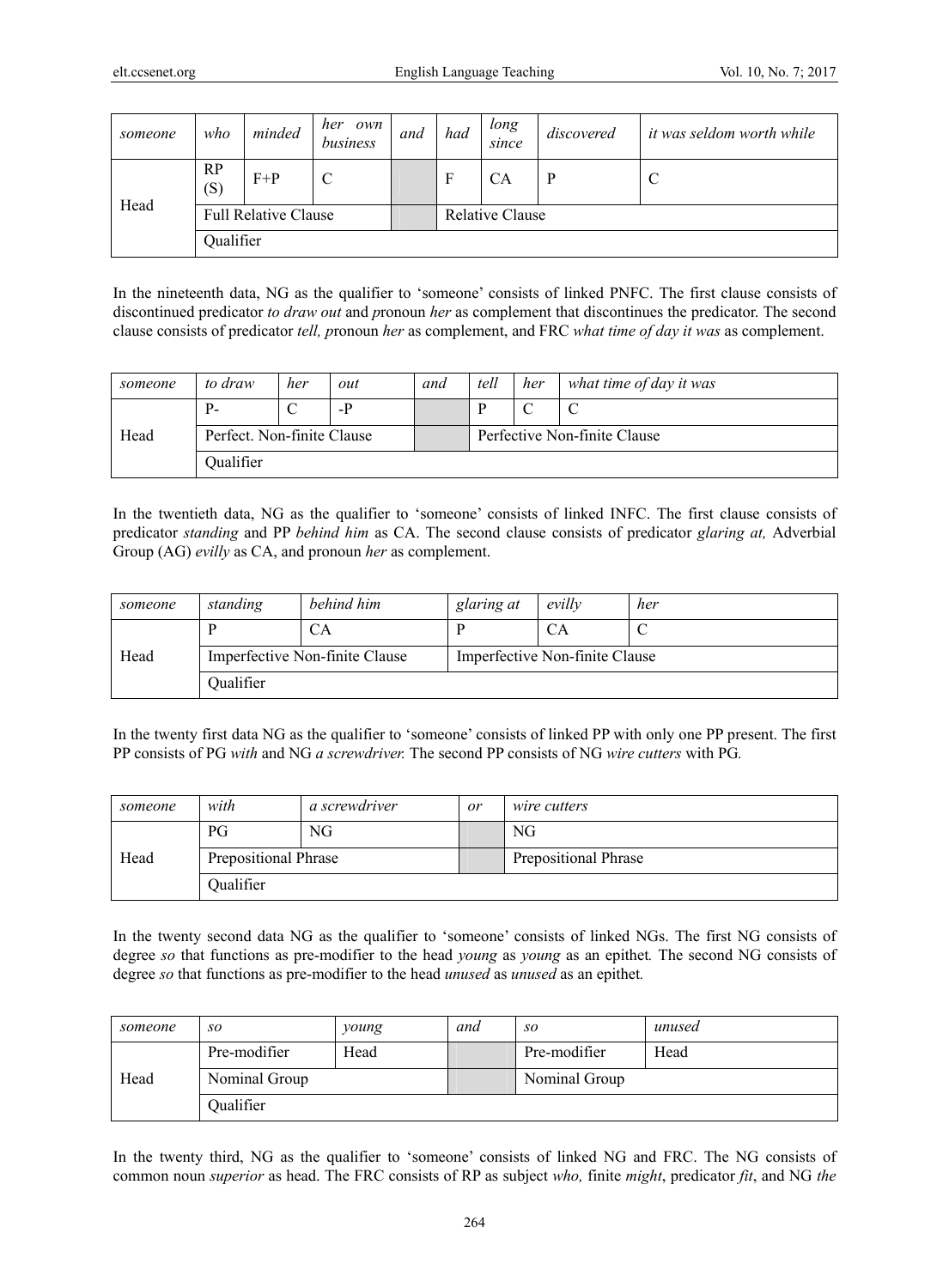| *someone* | *who* | *minded* | *her own business* | *and* | *had* | *long since* | *discovered* | *it was seldom worth while* |
|---|---|---|---|---|---|---|---|---|
| Head | RP (S) | F+P | C | | F | CA | P | C |
| | Full Relative Clause | | | | Relative Clause | | | |
| | Qualifier | | | | | | | |

In the nineteenth data, NG as the qualifier to 'someone' consists of linked PNFC. The first clause consists of discontinued predicator *to draw out* and *p*ronoun *her* as complement that discontinues the predicator. The second clause consists of predicator *tell, p*ronoun *her* as complement, and FRC *what time of day it was* as complement.

| *someone* | *to draw* | *her* | *out* | *and* | *tell* | *her* | *what time of day it was* |
|---|---|---|---|---|---|---|---|
| Head | P- | C | -P | | P | C | C |
| | Perfect. Non-finite Clause | | | | Perfective Non-finite Clause | | |
| | Qualifier | | | | | | |

In the twentieth data, NG as the qualifier to 'someone' consists of linked INFC. The first clause consists of predicator *standing* and PP *behind him* as CA. The second clause consists of predicator *glaring at,* Adverbial Group (AG) *evilly* as CA, and pronoun *her* as complement.

| *someone* | *standing* | *behind him* | *glaring at* | *evilly* | *her* |
|---|---|---|---|---|---|
| Head | P | CA | P | CA | C |
| | Imperfective Non-finite Clause | | Imperfective Non-finite Clause | | |
| | Qualifier | | | | |

In the twenty first data NG as the qualifier to 'someone' consists of linked PP with only one PP present. The first PP consists of PG *with* and NG *a screwdriver.* The second PP consists of NG *wire cutters* with PG*.*

| *someone* | *with* | *a screwdriver* | *or* | *wire cutters* |
|---|---|---|---|---|
| Head | PG | NG | | NG |
| | Prepositional Phrase | | | Prepositional Phrase |
| | Qualifier | | | |

In the twenty second data NG as the qualifier to 'someone' consists of linked NGs. The first NG consists of degree *so* that functions as pre-modifier to the head *young* as *young* as an epithet*.* The second NG consists of degree *so* that functions as pre-modifier to the head *unused* as *unused* as an epithet*.*

| *someone* | *so* | *young* | *and* | *so* | *unused* |
|---|---|---|---|---|---|
| Head | Pre-modifier | Head | | Pre-modifier | Head |
| | Nominal Group | | | Nominal Group | |
| | Qualifier | | | | |

In the twenty third, NG as the qualifier to 'someone' consists of linked NG and FRC. The NG consists of common noun *superior* as head. The FRC consists of RP as subject *who,* finite *might*, predicator *fit*, and NG *the*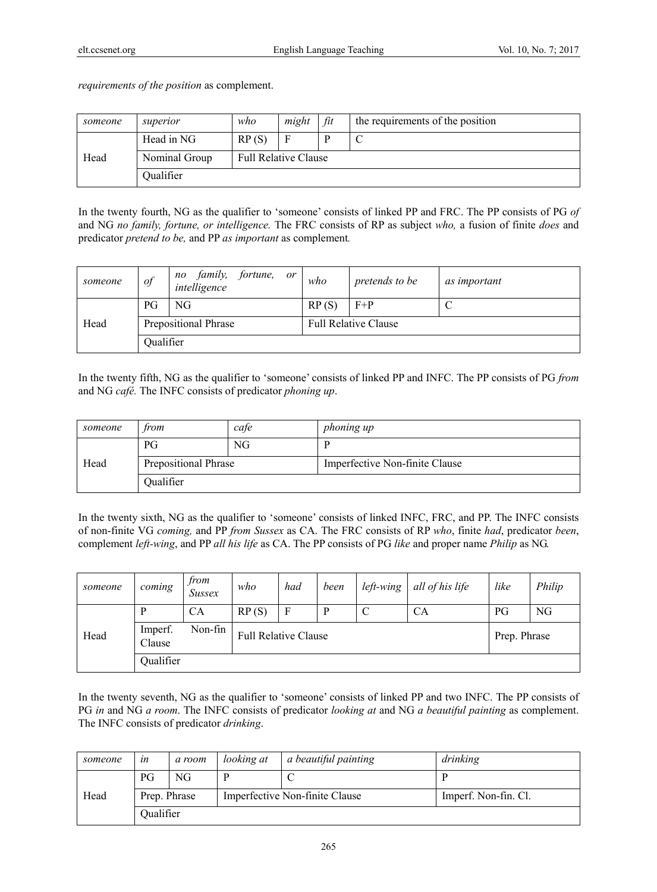*requirements of the position* as complement.

| *someone* | *superior* | *who* | *might* | *fit* | the requirements of the position |
|---|---|---|---|---|---|
| Head | Head in NG | RP (S) | F | P | C |
| | Nominal Group | Full Relative Clause | | | |
| | Qualifier | | | | |

In the twenty fourth, NG as the qualifier to 'someone' consists of linked PP and FRC. The PP consists of PG *of* and NG *no family, fortune, or intelligence.* The FRC consists of RP as subject *who,* a fusion of finite *does* and predicator *pretend to be,* and PP *as important* as complement*.*

| *someone* | *of* | *no family, fortune, or intelligence* | *who* | *pretends to be* | *as important* |
|---|---|---|---|---|---|
| Head | PG | NG | RP (S) | F+P | C |
| | Prepositional Phrase | | Full Relative Clause | | |
| | Qualifier | | | | |

In the twenty fifth, NG as the qualifier to 'someone' consists of linked PP and INFC. The PP consists of PG *from* and NG *café.* The INFC consists of predicator *phoning up*.

| *someone* | *from* | *cafe* | *phoning up* |
|---|---|---|---|
| Head | PG | NG | P |
| | Prepositional Phrase | | Imperfective Non-finite Clause |
| | Qualifier | | |

In the twenty sixth, NG as the qualifier to 'someone' consists of linked INFC, FRC, and PP. The INFC consists of non-finite VG *coming,* and PP *from Sussex* as CA. The FRC consists of RP *who*, finite *had*, predicator *been*, complement *left-wing*, and PP *all his life* as CA. The PP consists of PG *like* and proper name *Philip* as NG*.*

| *someone* | *coming* | *from Sussex* | *who* | *had* | *been* | *left-wing* | *all of his life* | *like* | *Philip* |
|---|---|---|---|---|---|---|---|---|---|
| Head | P | CA | RP (S) | F | P | C | CA | PG | NG |
| | Imperf. Non-fin Clause | | Full Relative Clause | | | | | Prep. Phrase | |
| | Qualifier | | | | | | | | |

In the twenty seventh, NG as the qualifier to 'someone' consists of linked PP and two INFC. The PP consists of PG *in* and NG *a room*. The INFC consists of predicator *looking at* and NG *a beautiful painting* as complement. The INFC consists of predicator *drinking*.

| *someone* | *in* | *a room* | *looking at* | *a beautiful painting* | *drinking* |
|---|---|---|---|---|---|
| Head | PG | NG | P | C | P |
| | Prep. Phrase | | Imperfective Non-finite Clause | | Imperf. Non-fin. Cl. |
| | Qualifier | | | | |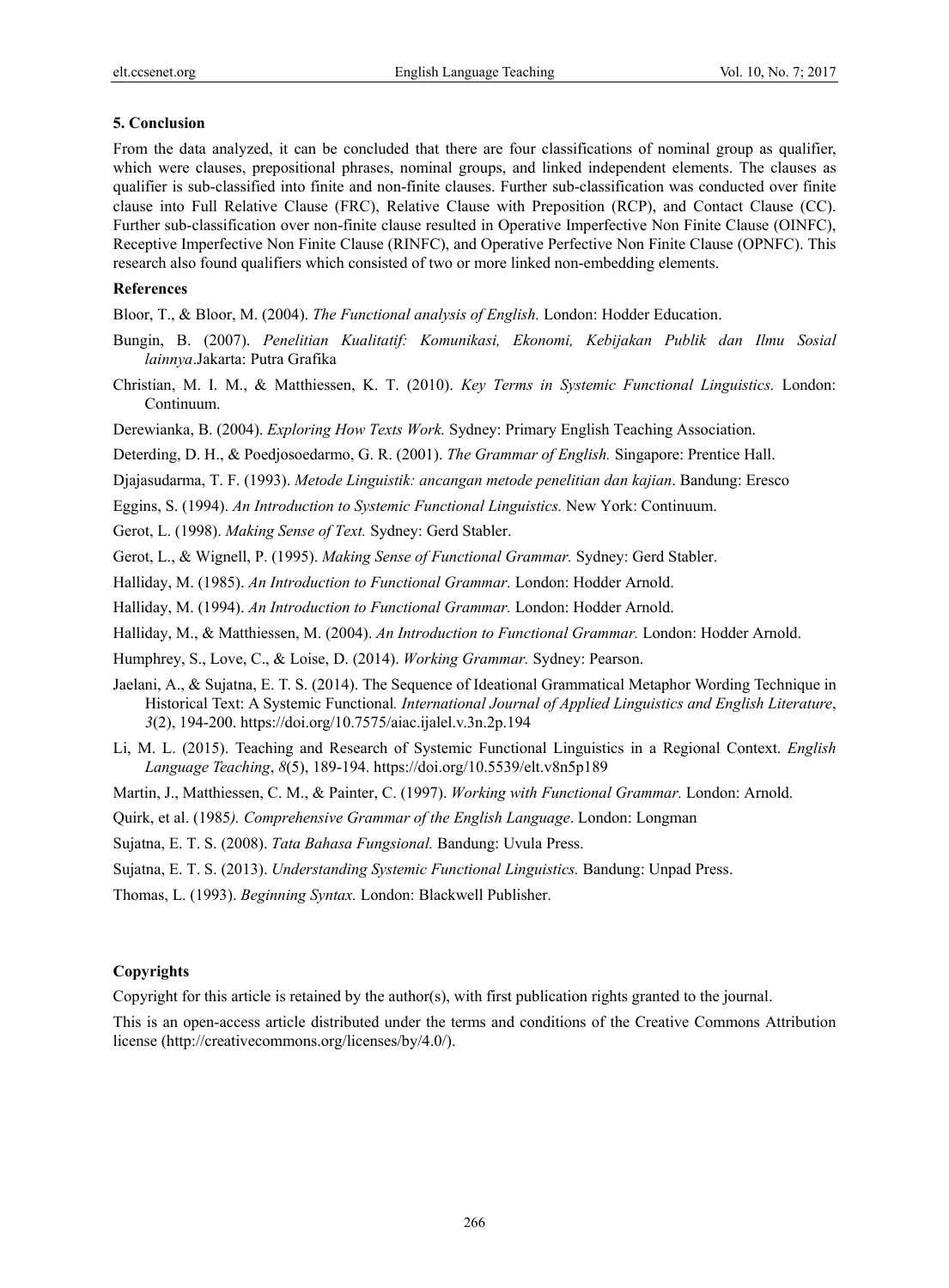### 5. Conclusion

From the data analyzed, it can be concluded that there are four classifications of nominal group as qualifier, which were clauses, prepositional phrases, nominal groups, and linked independent elements. The clauses as qualifier is sub-classified into finite and non-finite clauses. Further sub-classification was conducted over finite clause into Full Relative Clause (FRC), Relative Clause with Preposition (RCP), and Contact Clause (CC). Further sub-classification over non-finite clause resulted in Operative Imperfective Non Finite Clause (OINFC), Receptive Imperfective Non Finite Clause (RINFC), and Operative Perfective Non Finite Clause (OPNFC). This research also found qualifiers which consisted of two or more linked non-embedding elements.

### References

Bloor, T., & Bloor, M. (2004). *The Functional analysis of English.* London: Hodder Education.

Bungin, B. (2007). *Penelitian Kualitatif: Komunikasi, Ekonomi, Kebijakan Publik dan Ilmu Sosial lainnya*.Jakarta: Putra Grafika

Christian, M. I. M., & Matthiessen, K. T. (2010). *Key Terms in Systemic Functional Linguistics.* London: Continuum.

Derewianka, B. (2004). *Exploring How Texts Work.* Sydney: Primary English Teaching Association.

Deterding, D. H., & Poedjosoedarmo, G. R. (2001). *The Grammar of English.* Singapore: Prentice Hall.

Djajasudarma, T. F. (1993). *Metode Linguistik: ancangan metode penelitian dan kajian*. Bandung: Eresco

Eggins, S. (1994). *An Introduction to Systemic Functional Linguistics.* New York: Continuum.

Gerot, L. (1998). *Making Sense of Text.* Sydney: Gerd Stabler.

Gerot, L., & Wignell, P. (1995). *Making Sense of Functional Grammar.* Sydney: Gerd Stabler.

Halliday, M. (1985). *An Introduction to Functional Grammar.* London: Hodder Arnold.

Halliday, M. (1994). *An Introduction to Functional Grammar.* London: Hodder Arnold.

Halliday, M., & Matthiessen, M. (2004). *An Introduction to Functional Grammar.* London: Hodder Arnold.

Humphrey, S., Love, C., & Loise, D. (2014). *Working Grammar.* Sydney: Pearson.

Jaelani, A., & Sujatna, E. T. S. (2014). The Sequence of Ideational Grammatical Metaphor Wording Technique in Historical Text: A Systemic Functional*. International Journal of Applied Linguistics and English Literature*, *3*(2), 194-200. https://doi.org/10.7575/aiac.ijalel.v.3n.2p.194

Li, M. L. (2015). Teaching and Research of Systemic Functional Linguistics in a Regional Context. *English Language Teaching*, *8*(5), 189-194. https://doi.org/10.5539/elt.v8n5p189

Martin, J., Matthiessen, C. M., & Painter, C. (1997). *Working with Functional Grammar.* London: Arnold.

Quirk, et al. (1985*). Comprehensive Grammar of the English Language*. London: Longman

Sujatna, E. T. S. (2008). *Tata Bahasa Fungsional.* Bandung: Uvula Press.

Sujatna, E. T. S. (2013). *Understanding Systemic Functional Linguistics.* Bandung: Unpad Press.

Thomas, L. (1993). *Beginning Syntax.* London: Blackwell Publisher.

### Copyrights

Copyright for this article is retained by the author(s), with first publication rights granted to the journal.

This is an open-access article distributed under the terms and conditions of the Creative Commons Attribution license (http://creativecommons.org/licenses/by/4.0/).